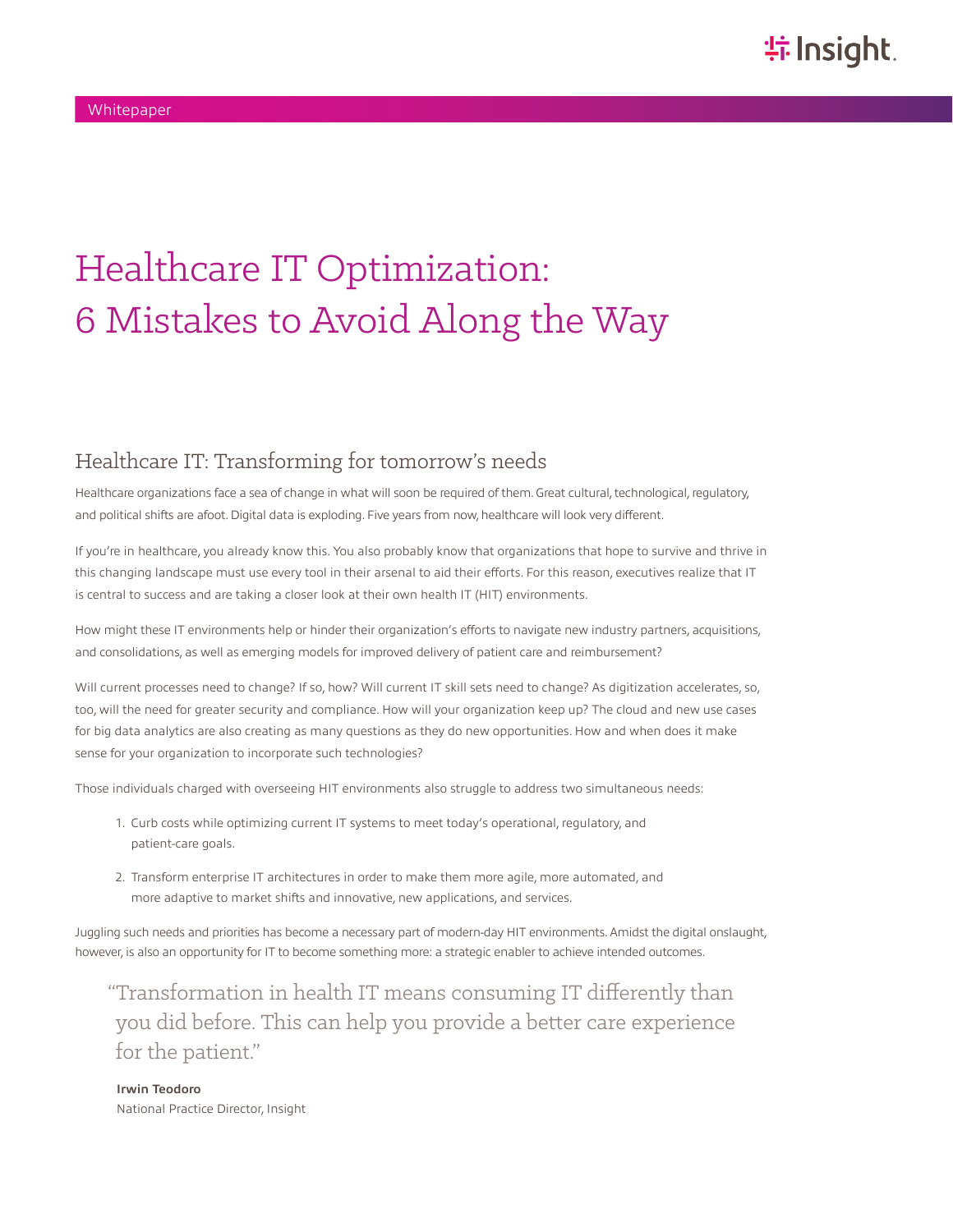Whitepaper

# Healthcare IT Optimization: 6 Mistakes to Avoid Along the Way

## Healthcare IT: Transforming for tomorrow's needs

Healthcare organizations face a sea of change in what will soon be required of them. Great cultural, technological, regulatory, and political shifts are afoot. Digital data is exploding. Five years from now, healthcare will look very different.

If you're in healthcare, you already know this. You also probably know that organizations that hope to survive and thrive in this changing landscape must use every tool in their arsenal to aid their efforts. For this reason, executives realize that IT is central to success and are taking a closer look at their own health IT (HIT) environments.

How might these IT environments help or hinder their organization's efforts to navigate new industry partners, acquisitions, and consolidations, as well as emerging models for improved delivery of patient care and reimbursement?

Will current processes need to change? If so, how? Will current IT skill sets need to change? As digitization accelerates, so, too, will the need for greater security and compliance. How will your organization keep up? The cloud and new use cases for big data analytics are also creating as many questions as they do new opportunities. How and when does it make sense for your organization to incorporate such technologies?

Those individuals charged with overseeing HIT environments also struggle to address two simultaneous needs:

1. Curb costs while optimizing current IT systems to meet today's operational, regulatory, and patient-care goals.
2. Transform enterprise IT architectures in order to make them more agile, more automated, and more adaptive to market shifts and innovative, new applications, and services.

Juggling such needs and priorities has become a necessary part of modern-day HIT environments. Amidst the digital onslaught, however, is also an opportunity for IT to become something more: a strategic enabler to achieve intended outcomes.

> "Transformation in health IT means consuming IT differently than you did before. This can help you provide a better care experience for the patient."
>
> **Irwin Teodoro**
> National Practice Director, Insight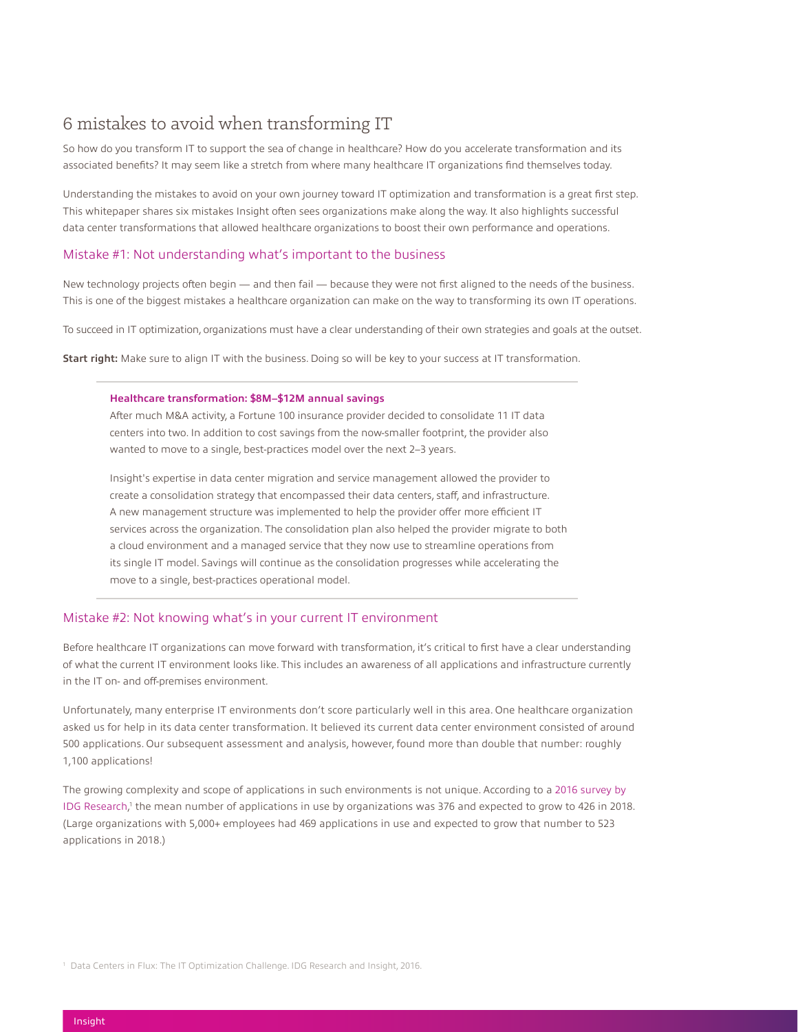## 6 mistakes to avoid when transforming IT

So how do you transform IT to support the sea of change in healthcare? How do you accelerate transformation and its associated benefits? It may seem like a stretch from where many healthcare IT organizations find themselves today.

Understanding the mistakes to avoid on your own journey toward IT optimization and transformation is a great first step. This whitepaper shares six mistakes Insight often sees organizations make along the way. It also highlights successful data center transformations that allowed healthcare organizations to boost their own performance and operations.

### Mistake #1: Not understanding what's important to the business

New technology projects often begin — and then fail — because they were not first aligned to the needs of the business. This is one of the biggest mistakes a healthcare organization can make on the way to transforming its own IT operations.

To succeed in IT optimization, organizations must have a clear understanding of their own strategies and goals at the outset.

**Start right:** Make sure to align IT with the business. Doing so will be key to your success at IT transformation.

---

**Healthcare transformation: $8M–$12M annual savings**

After much M&A activity, a Fortune 100 insurance provider decided to consolidate 11 IT data centers into two. In addition to cost savings from the now-smaller footprint, the provider also wanted to move to a single, best-practices model over the next 2–3 years.

Insight's expertise in data center migration and service management allowed the provider to create a consolidation strategy that encompassed their data centers, staff, and infrastructure. A new management structure was implemented to help the provider offer more efficient IT services across the organization. The consolidation plan also helped the provider migrate to both a cloud environment and a managed service that they now use to streamline operations from its single IT model. Savings will continue as the consolidation progresses while accelerating the move to a single, best-practices operational model.

---

### Mistake #2: Not knowing what's in your current IT environment

Before healthcare IT organizations can move forward with transformation, it's critical to first have a clear understanding of what the current IT environment looks like. This includes an awareness of all applications and infrastructure currently in the IT on- and off-premises environment.

Unfortunately, many enterprise IT environments don't score particularly well in this area. One healthcare organization asked us for help in its data center transformation. It believed its current data center environment consisted of around 500 applications. Our subsequent assessment and analysis, however, found more than double that number: roughly 1,100 applications!

The growing complexity and scope of applications in such environments is not unique. According to a 2016 survey by IDG Research,[1] the mean number of applications in use by organizations was 376 and expected to grow to 426 in 2018. (Large organizations with 5,000+ employees had 469 applications in use and expected to grow that number to 523 applications in 2018.)

[1] Data Centers in Flux: The IT Optimization Challenge. IDG Research and Insight, 2016.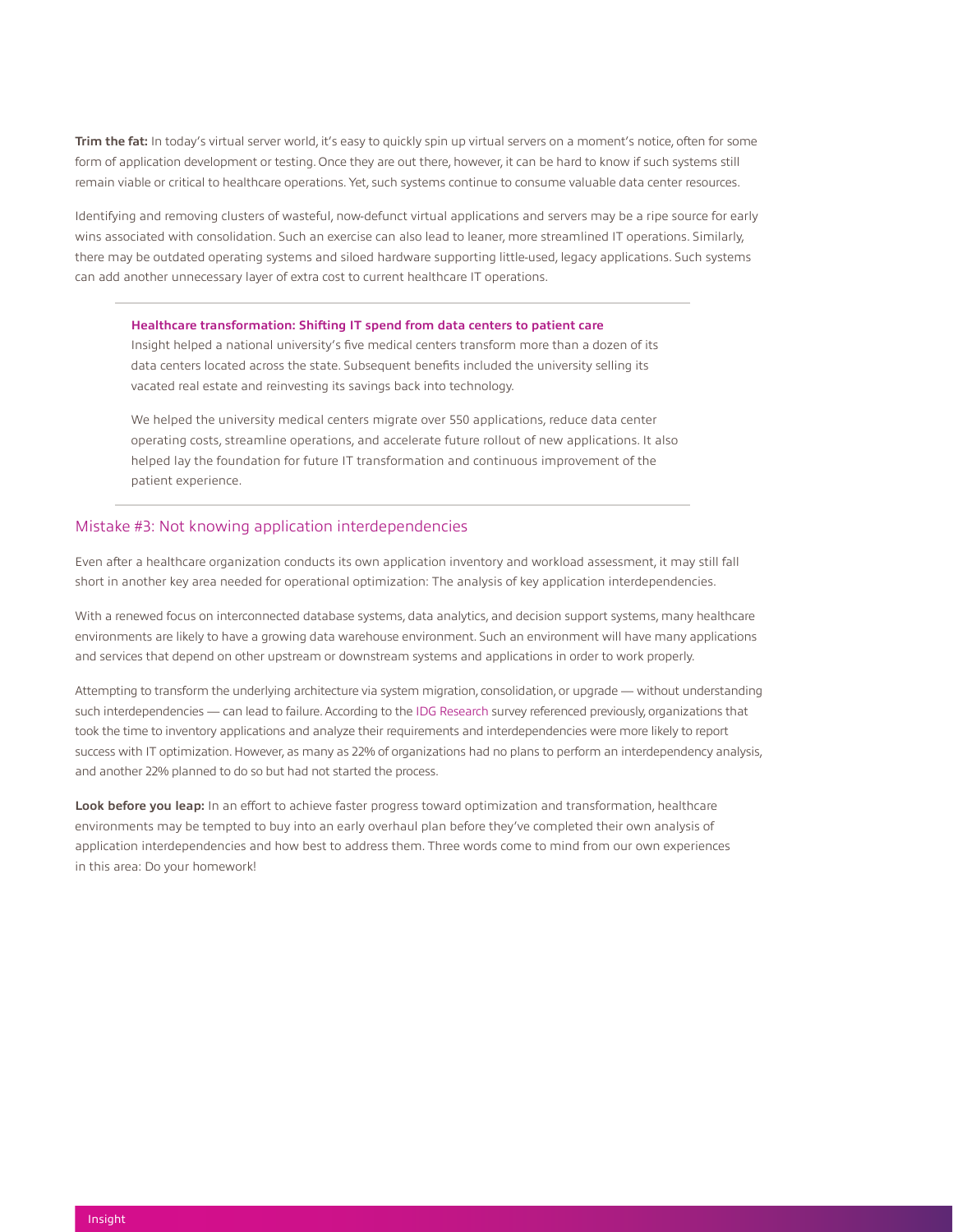**Trim the fat:** In today's virtual server world, it's easy to quickly spin up virtual servers on a moment's notice, often for some form of application development or testing. Once they are out there, however, it can be hard to know if such systems still remain viable or critical to healthcare operations. Yet, such systems continue to consume valuable data center resources.

Identifying and removing clusters of wasteful, now-defunct virtual applications and servers may be a ripe source for early wins associated with consolidation. Such an exercise can also lead to leaner, more streamlined IT operations. Similarly, there may be outdated operating systems and siloed hardware supporting little-used, legacy applications. Such systems can add another unnecessary layer of extra cost to current healthcare IT operations.

---

**Healthcare transformation: Shifting IT spend from data centers to patient care**

Insight helped a national university's five medical centers transform more than a dozen of its data centers located across the state. Subsequent benefits included the university selling its vacated real estate and reinvesting its savings back into technology.

We helped the university medical centers migrate over 550 applications, reduce data center operating costs, streamline operations, and accelerate future rollout of new applications. It also helped lay the foundation for future IT transformation and continuous improvement of the patient experience.

---

## Mistake #3: Not knowing application interdependencies

Even after a healthcare organization conducts its own application inventory and workload assessment, it may still fall short in another key area needed for operational optimization: The analysis of key application interdependencies.

With a renewed focus on interconnected database systems, data analytics, and decision support systems, many healthcare environments are likely to have a growing data warehouse environment. Such an environment will have many applications and services that depend on other upstream or downstream systems and applications in order to work properly.

Attempting to transform the underlying architecture via system migration, consolidation, or upgrade — without understanding such interdependencies — can lead to failure. According to the IDG Research survey referenced previously, organizations that took the time to inventory applications and analyze their requirements and interdependencies were more likely to report success with IT optimization. However, as many as 22% of organizations had no plans to perform an interdependency analysis, and another 22% planned to do so but had not started the process.

**Look before you leap:** In an effort to achieve faster progress toward optimization and transformation, healthcare environments may be tempted to buy into an early overhaul plan before they've completed their own analysis of application interdependencies and how best to address them. Three words come to mind from our own experiences in this area: Do your homework!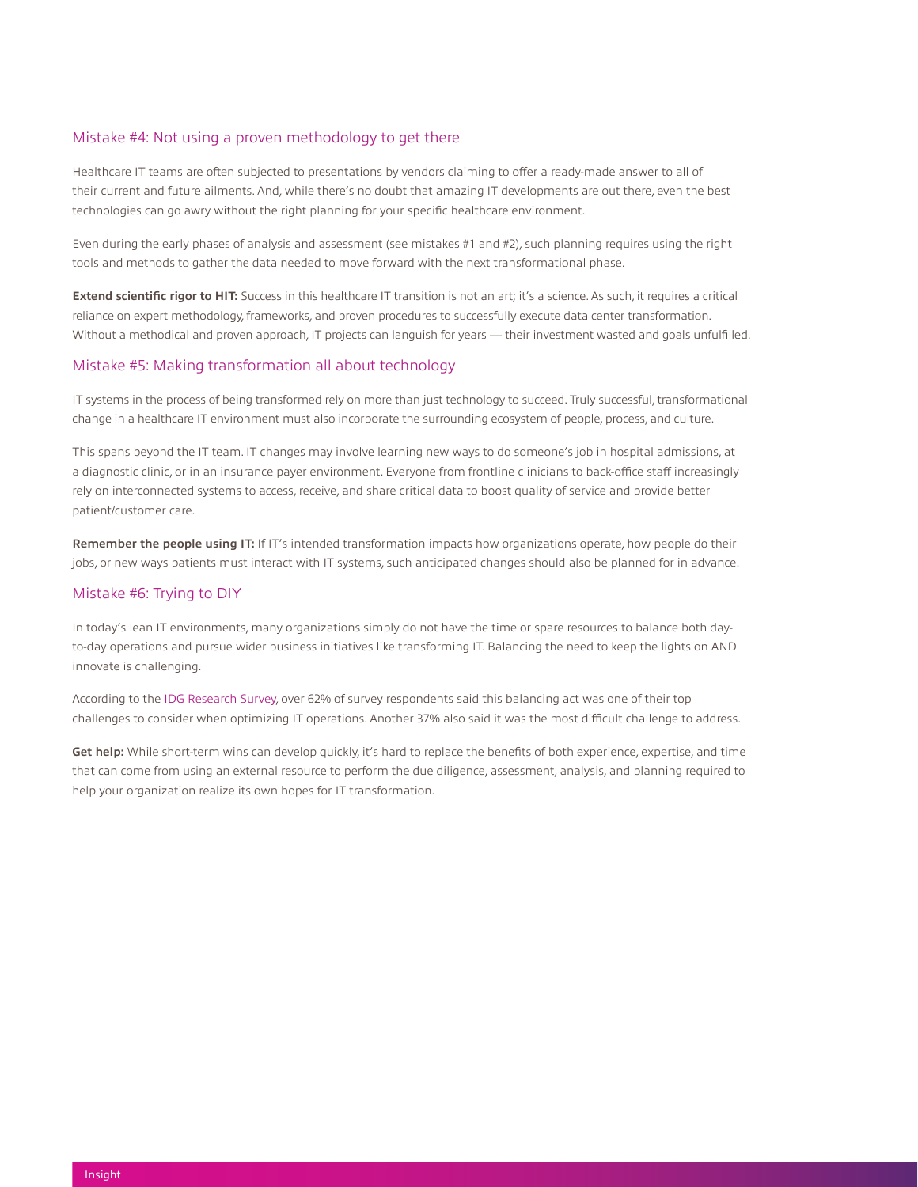## Mistake #4: Not using a proven methodology to get there

Healthcare IT teams are often subjected to presentations by vendors claiming to offer a ready-made answer to all of their current and future ailments. And, while there's no doubt that amazing IT developments are out there, even the best technologies can go awry without the right planning for your specific healthcare environment.

Even during the early phases of analysis and assessment (see mistakes #1 and #2), such planning requires using the right tools and methods to gather the data needed to move forward with the next transformational phase.

**Extend scientific rigor to HIT:** Success in this healthcare IT transition is not an art; it's a science. As such, it requires a critical reliance on expert methodology, frameworks, and proven procedures to successfully execute data center transformation. Without a methodical and proven approach, IT projects can languish for years — their investment wasted and goals unfulfilled.

## Mistake #5: Making transformation all about technology

IT systems in the process of being transformed rely on more than just technology to succeed. Truly successful, transformational change in a healthcare IT environment must also incorporate the surrounding ecosystem of people, process, and culture.

This spans beyond the IT team. IT changes may involve learning new ways to do someone's job in hospital admissions, at a diagnostic clinic, or in an insurance payer environment. Everyone from frontline clinicians to back-office staff increasingly rely on interconnected systems to access, receive, and share critical data to boost quality of service and provide better patient/customer care.

**Remember the people using IT:** If IT's intended transformation impacts how organizations operate, how people do their jobs, or new ways patients must interact with IT systems, such anticipated changes should also be planned for in advance.

## Mistake #6: Trying to DIY

In today's lean IT environments, many organizations simply do not have the time or spare resources to balance both day-to-day operations and pursue wider business initiatives like transforming IT. Balancing the need to keep the lights on AND innovate is challenging.

According to the IDG Research Survey, over 62% of survey respondents said this balancing act was one of their top challenges to consider when optimizing IT operations. Another 37% also said it was the most difficult challenge to address.

**Get help:** While short-term wins can develop quickly, it's hard to replace the benefits of both experience, expertise, and time that can come from using an external resource to perform the due diligence, assessment, analysis, and planning required to help your organization realize its own hopes for IT transformation.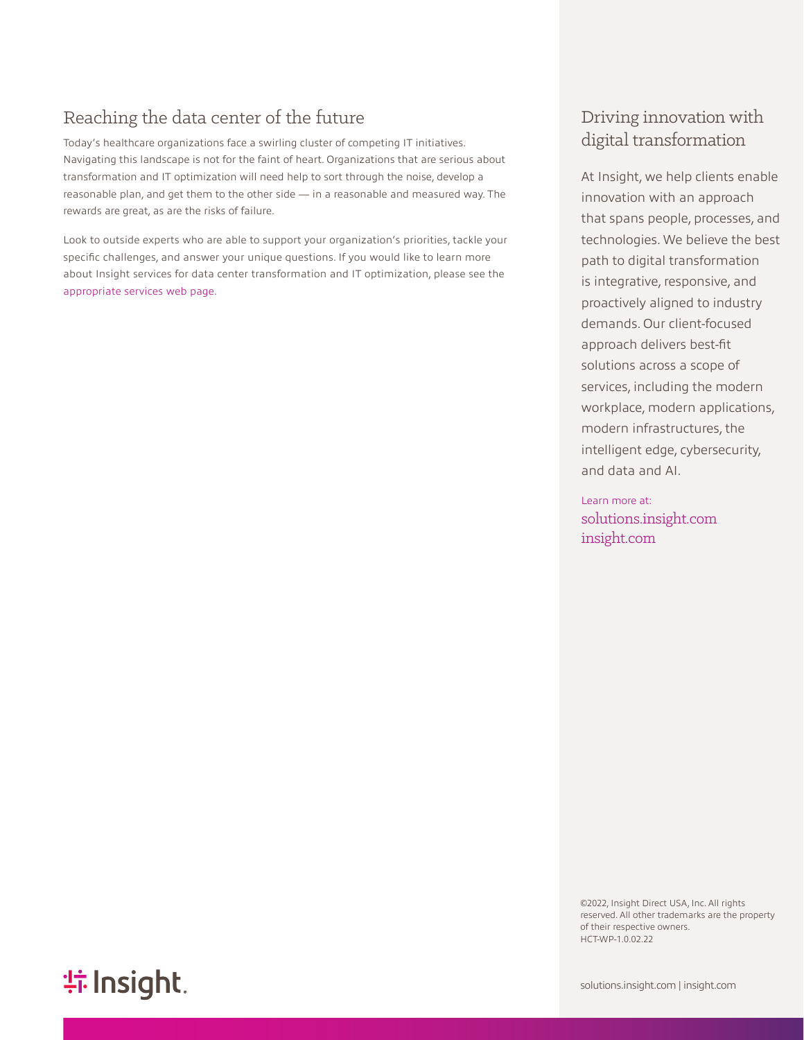## Reaching the data center of the future

Today's healthcare organizations face a swirling cluster of competing IT initiatives. Navigating this landscape is not for the faint of heart. Organizations that are serious about transformation and IT optimization will need help to sort through the noise, develop a reasonable plan, and get them to the other side — in a reasonable and measured way. The rewards are great, as are the risks of failure.

Look to outside experts who are able to support your organization's priorities, tackle your specific challenges, and answer your unique questions. If you would like to learn more about Insight services for data center transformation and IT optimization, please see the appropriate services web page.

## Driving innovation with digital transformation

At Insight, we help clients enable innovation with an approach that spans people, processes, and technologies. We believe the best path to digital transformation is integrative, responsive, and proactively aligned to industry demands. Our client-focused approach delivers best-fit solutions across a scope of services, including the modern workplace, modern applications, modern infrastructures, the intelligent edge, cybersecurity, and data and AI.

Learn more at:
solutions.insight.com
insight.com

©2022, Insight Direct USA, Inc. All rights reserved. All other trademarks are the property of their respective owners.
HCT-WP-1.0.02.22

Insight.

solutions.insight.com | insight.com